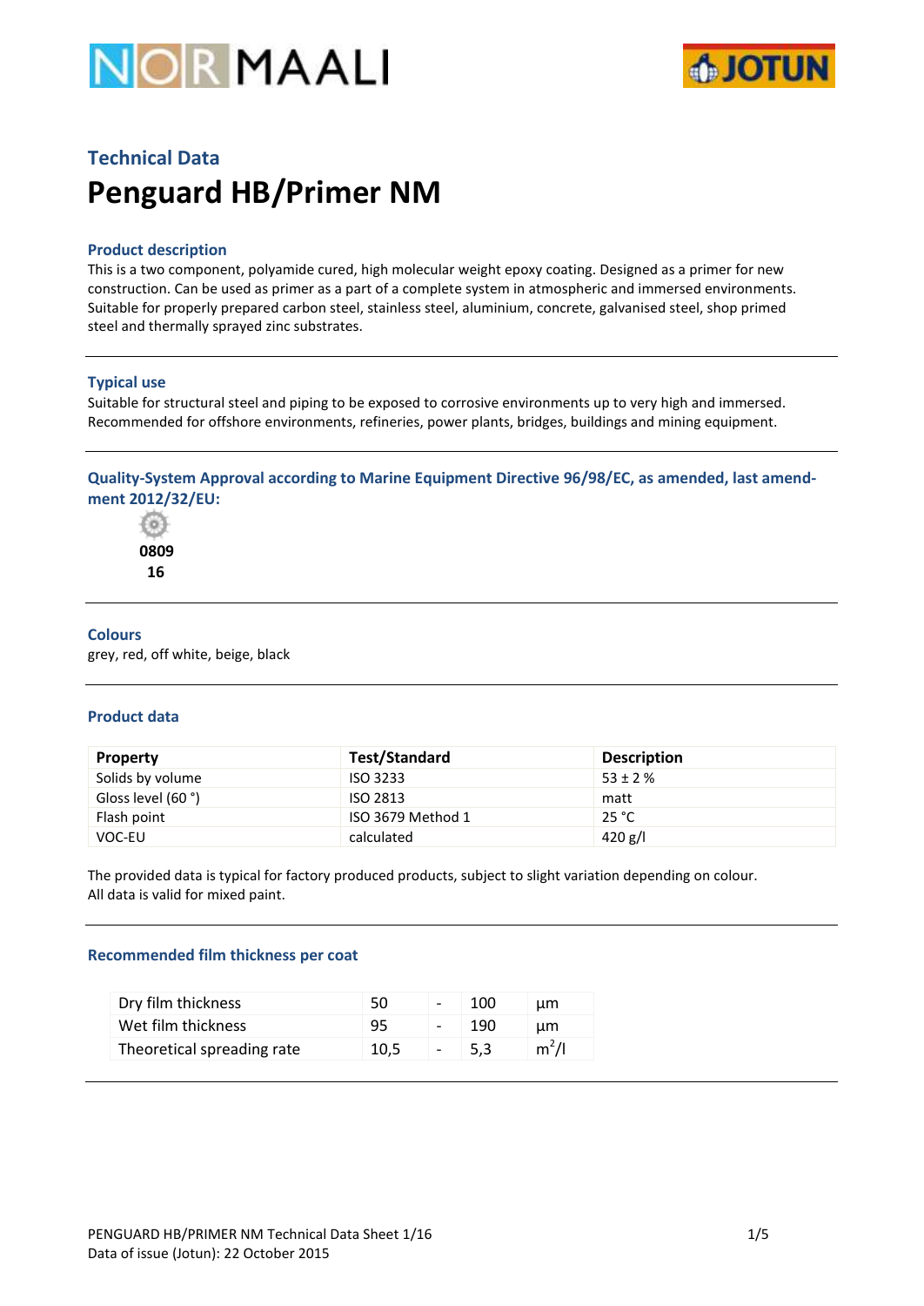NORMAALI

JOTUN

## Technical Data

# Penguard HB/Primer NM

### Product description

This is a two component, polyamide cured, high molecular weight epoxy coating. Designed as a primer for new construction. Can be used as primer as a part of a complete system in atmospheric and immersed environments. Suitable for properly prepared carbon steel, stainless steel, aluminium, concrete, galvanised steel, shop primed steel and thermally sprayed zinc substrates.

### Typical use

Suitable for structural steel and piping to be exposed to corrosive environments up to very high and immersed. Recommended for offshore environments, refineries, power plants, bridges, buildings and mining equipment.

### Quality-System Approval according to Marine Equipment Directive 96/98/EC, as amended, last amendment 2012/32/EU:

**0809**
**16**

### Colours

grey, red, off white, beige, black

### Product data

| Property | Test/Standard | Description |
|---|---|---|
| Solids by volume | ISO 3233 | 53 ± 2 % |
| Gloss level (60 °) | ISO 2813 | matt |
| Flash point | ISO 3679 Method 1 | 25 °C |
| VOC-EU | calculated | 420 g/l |

The provided data is typical for factory produced products, subject to slight variation depending on colour.
All data is valid for mixed paint.

### Recommended film thickness per coat

| | | | | |
|---|---|---|---|---|
| Dry film thickness | 50 | - | 100 | µm |
| Wet film thickness | 95 | - | 190 | µm |
| Theoretical spreading rate | 10,5 | - | 5,3 | $m^2/l$ |

PENGUARD HB/PRIMER NM Technical Data Sheet 1/16
Data of issue (Jotun): 22 October 2015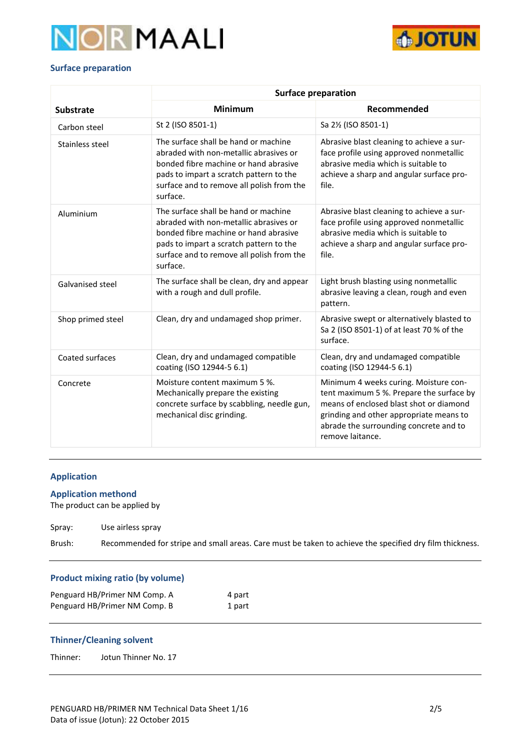## Surface preparation

| Substrate | Surface preparation | |
|---|---|---|
| | Minimum | Recommended |
| Carbon steel | St 2 (ISO 8501-1) | Sa 2½ (ISO 8501-1) |
| Stainless steel | The surface shall be hand or machine abraded with non-metallic abrasives or bonded fibre machine or hand abrasive pads to impart a scratch pattern to the surface and to remove all polish from the surface. | Abrasive blast cleaning to achieve a surface profile using approved nonmetallic abrasive media which is suitable to achieve a sharp and angular surface profile. |
| Aluminium | The surface shall be hand or machine abraded with non-metallic abrasives or bonded fibre machine or hand abrasive pads to impart a scratch pattern to the surface and to remove all polish from the surface. | Abrasive blast cleaning to achieve a surface profile using approved nonmetallic abrasive media which is suitable to achieve a sharp and angular surface profile. |
| Galvanised steel | The surface shall be clean, dry and appear with a rough and dull profile. | Light brush blasting using nonmetallic abrasive leaving a clean, rough and even pattern. |
| Shop primed steel | Clean, dry and undamaged shop primer. | Abrasive swept or alternatively blasted to Sa 2 (ISO 8501-1) of at least 70 % of the surface. |
| Coated surfaces | Clean, dry and undamaged compatible coating (ISO 12944-5 6.1) | Clean, dry and undamaged compatible coating (ISO 12944-5 6.1) |
| Concrete | Moisture content maximum 5 %. Mechanically prepare the existing concrete surface by scabbling, needle gun, mechanical disc grinding. | Minimum 4 weeks curing. Moisture content maximum 5 %. Prepare the surface by means of enclosed blast shot or diamond grinding and other appropriate means to abrade the surrounding concrete and to remove laitance. |

## Application

### Application methond

The product can be applied by

Spray: Use airless spray

Brush: Recommended for stripe and small areas. Care must be taken to achieve the specified dry film thickness.

### Product mixing ratio (by volume)

| | |
|---|---|
| Penguard HB/Primer NM Comp. A | 4 part |
| Penguard HB/Primer NM Comp. B | 1 part |

### Thinner/Cleaning solvent

Thinner: Jotun Thinner No. 17

PENGUARD HB/PRIMER NM Technical Data Sheet 1/16
Data of issue (Jotun): 22 October 2015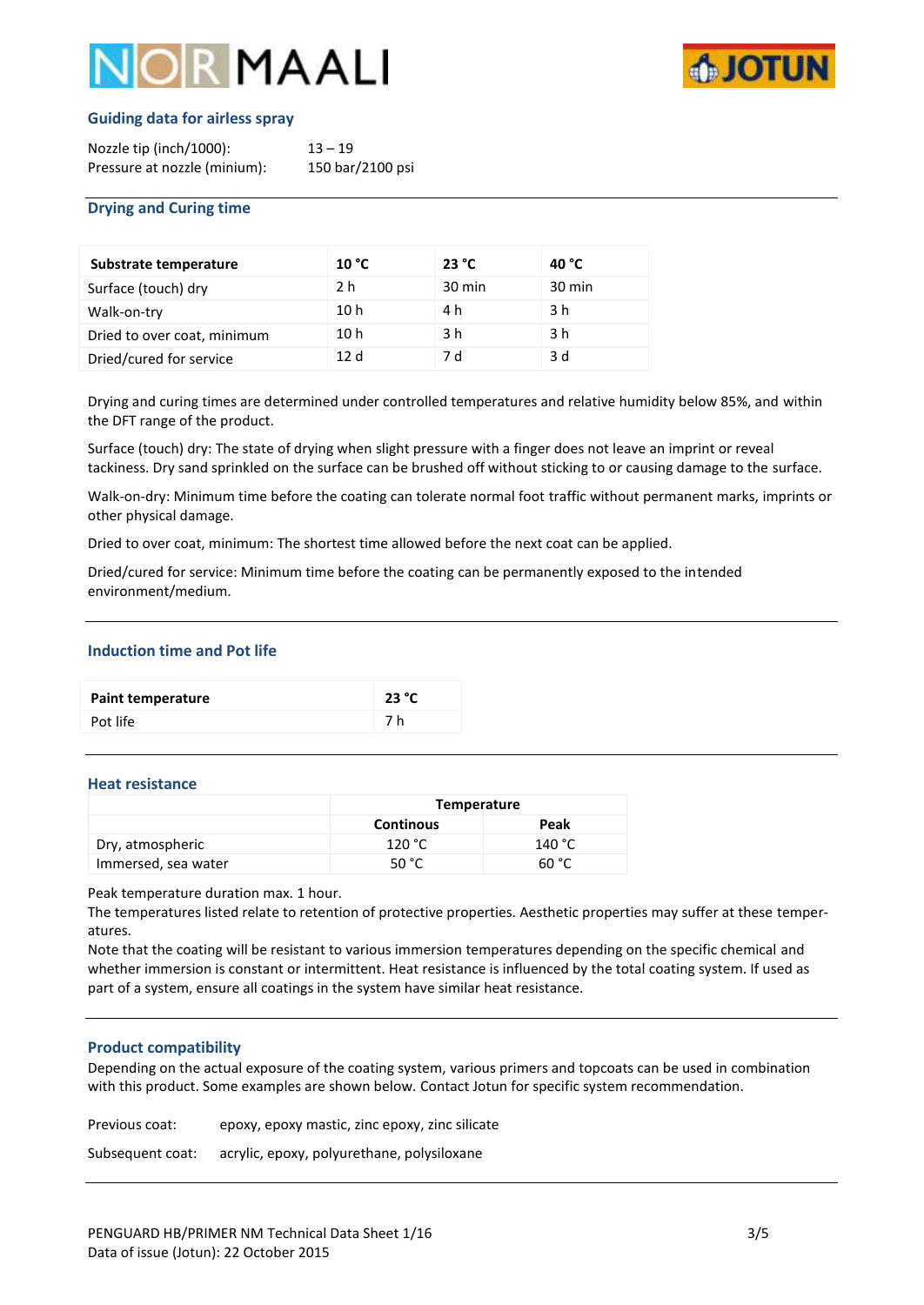## Guiding data for airless spray

| | |
|---|---|
| Nozzle tip (inch/1000): | 13 – 19 |
| Pressure at nozzle (minium): | 150 bar/2100 psi |

## Drying and Curing time

| Substrate temperature | 10 °C | 23 °C | 40 °C |
|---|---|---|---|
| Surface (touch) dry | 2 h | 30 min | 30 min |
| Walk-on-try | 10 h | 4 h | 3 h |
| Dried to over coat, minimum | 10 h | 3 h | 3 h |
| Dried/cured for service | 12 d | 7 d | 3 d |

Drying and curing times are determined under controlled temperatures and relative humidity below 85%, and within the DFT range of the product.

Surface (touch) dry: The state of drying when slight pressure with a finger does not leave an imprint or reveal tackiness. Dry sand sprinkled on the surface can be brushed off without sticking to or causing damage to the surface.

Walk-on-dry: Minimum time before the coating can tolerate normal foot traffic without permanent marks, imprints or other physical damage.

Dried to over coat, minimum: The shortest time allowed before the next coat can be applied.

Dried/cured for service: Minimum time before the coating can be permanently exposed to the intended environment/medium.

## Induction time and Pot life

| Paint temperature | 23 °C |
|---|---|
| Pot life | 7 h |

## Heat resistance

| | Temperature | |
|---|---|---|
| | **Continous** | **Peak** |
| Dry, atmospheric | 120 °C | 140 °C |
| Immersed, sea water | 50 °C | 60 °C |

Peak temperature duration max. 1 hour.
The temperatures listed relate to retention of protective properties. Aesthetic properties may suffer at these temperatures.
Note that the coating will be resistant to various immersion temperatures depending on the specific chemical and whether immersion is constant or intermittent. Heat resistance is influenced by the total coating system. If used as part of a system, ensure all coatings in the system have similar heat resistance.

## Product compatibility

Depending on the actual exposure of the coating system, various primers and topcoats can be used in combination with this product. Some examples are shown below. Contact Jotun for specific system recommendation.

| | |
|---|---|
| Previous coat: | epoxy, epoxy mastic, zinc epoxy, zinc silicate |
| Subsequent coat: | acrylic, epoxy, polyurethane, polysiloxane |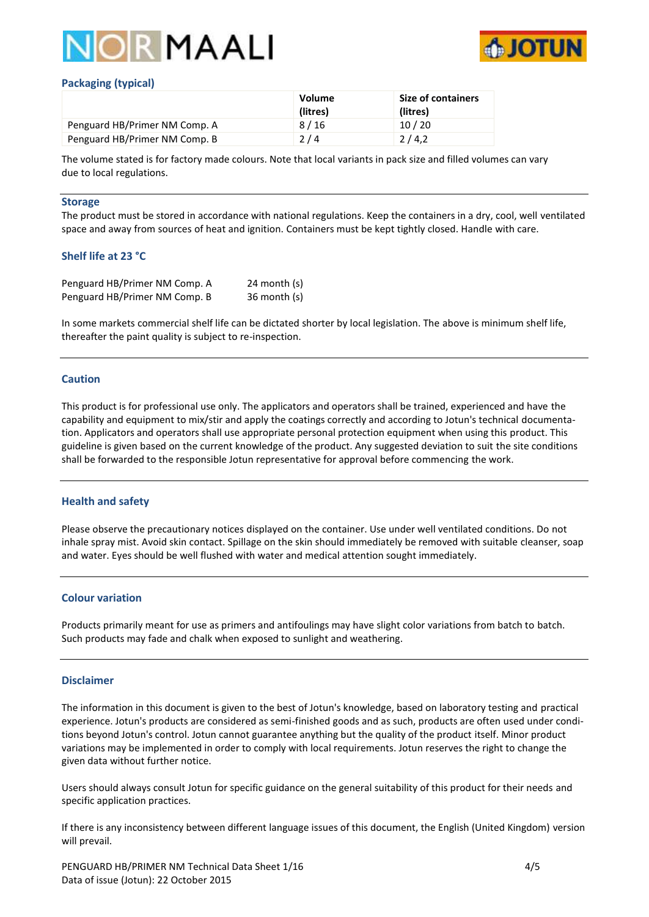## Packaging (typical)

| | Volume (litres) | Size of containers (litres) |
|---|---|---|
| Penguard HB/Primer NM Comp. A | 8 / 16 | 10 / 20 |
| Penguard HB/Primer NM Comp. B | 2 / 4 | 2 / 4,2 |

The volume stated is for factory made colours. Note that local variants in pack size and filled volumes can vary due to local regulations.

## Storage

The product must be stored in accordance with national regulations. Keep the containers in a dry, cool, well ventilated space and away from sources of heat and ignition. Containers must be kept tightly closed. Handle with care.

## Shelf life at 23 °C

| | |
|---|---|
| Penguard HB/Primer NM Comp. A | 24 month (s) |
| Penguard HB/Primer NM Comp. B | 36 month (s) |

In some markets commercial shelf life can be dictated shorter by local legislation. The above is minimum shelf life, thereafter the paint quality is subject to re-inspection.

## Caution

This product is for professional use only. The applicators and operators shall be trained, experienced and have the capability and equipment to mix/stir and apply the coatings correctly and according to Jotun's technical documentation. Applicators and operators shall use appropriate personal protection equipment when using this product. This guideline is given based on the current knowledge of the product. Any suggested deviation to suit the site conditions shall be forwarded to the responsible Jotun representative for approval before commencing the work.

## Health and safety

Please observe the precautionary notices displayed on the container. Use under well ventilated conditions. Do not inhale spray mist. Avoid skin contact. Spillage on the skin should immediately be removed with suitable cleanser, soap and water. Eyes should be well flushed with water and medical attention sought immediately.

## Colour variation

Products primarily meant for use as primers and antifoulings may have slight color variations from batch to batch. Such products may fade and chalk when exposed to sunlight and weathering.

## Disclaimer

The information in this document is given to the best of Jotun's knowledge, based on laboratory testing and practical experience. Jotun's products are considered as semi-finished goods and as such, products are often used under conditions beyond Jotun's control. Jotun cannot guarantee anything but the quality of the product itself. Minor product variations may be implemented in order to comply with local requirements. Jotun reserves the right to change the given data without further notice.

Users should always consult Jotun for specific guidance on the general suitability of this product for their needs and specific application practices.

If there is any inconsistency between different language issues of this document, the English (United Kingdom) version will prevail.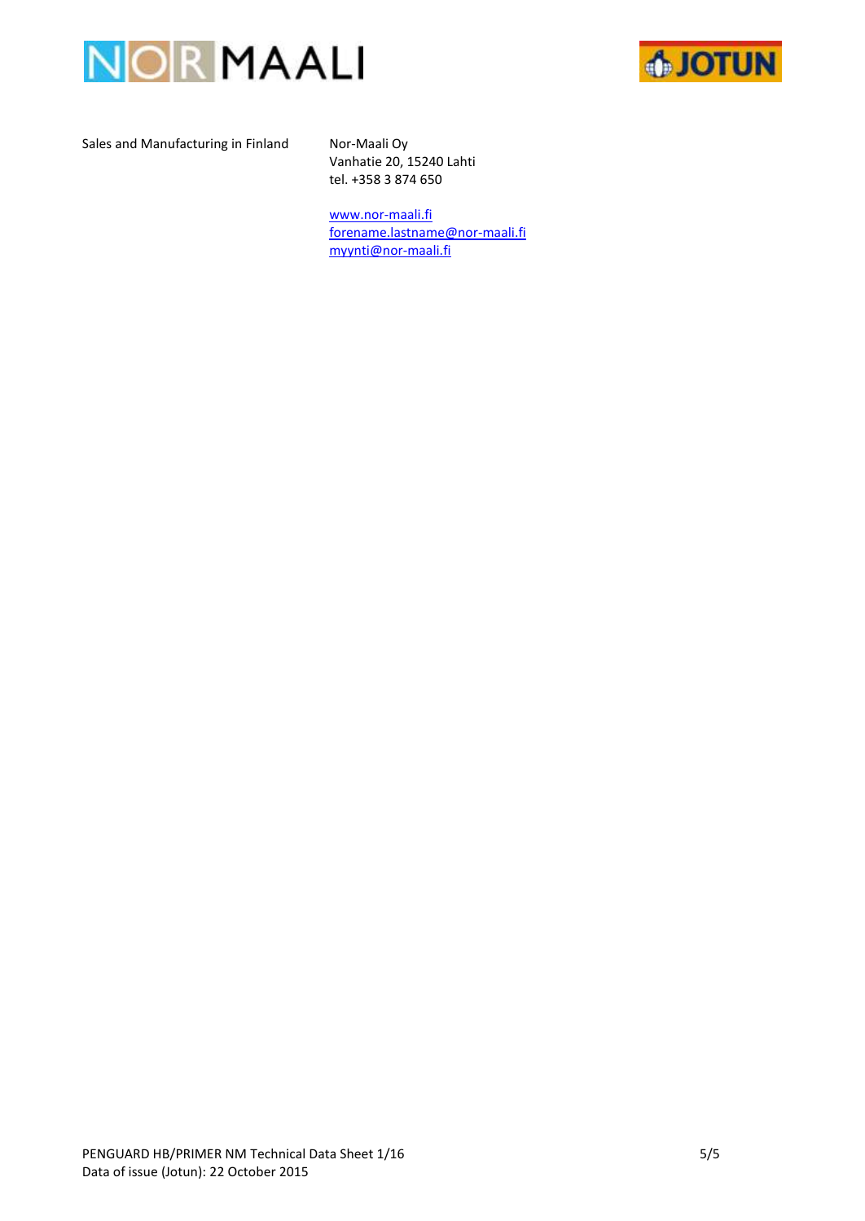| | |
|---|---|
| Sales and Manufacturing in Finland | Nor-Maali Oy<br>Vanhatie 20, 15240 Lahti<br>tel. +358 3 874 650<br><br>www.nor-maali.fi<br>forename.lastname@nor-maali.fi<br>myynti@nor-maali.fi |